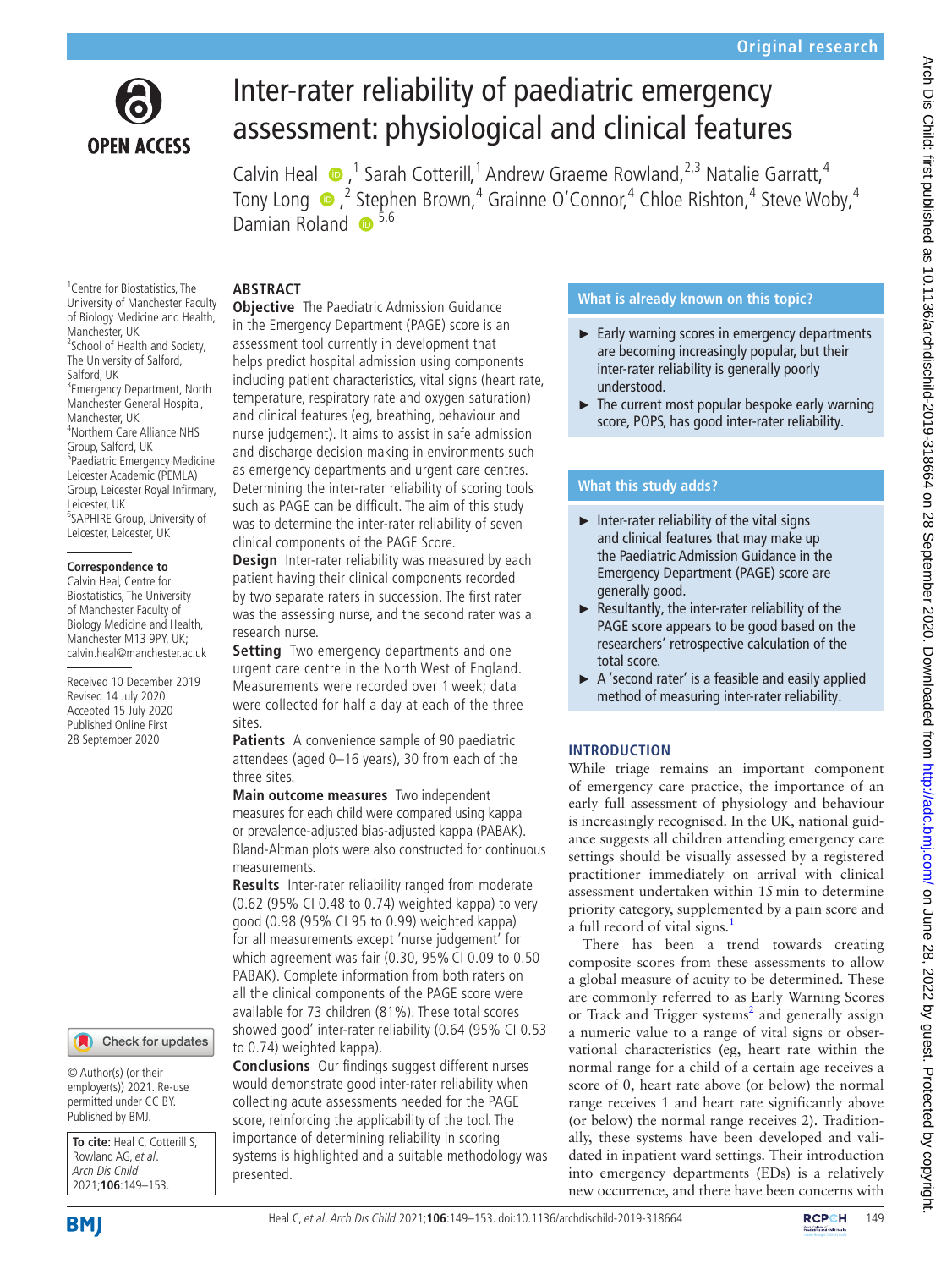Original research

# Inter-rater reliability of paediatric emergency assessment: physiological and clinical features

Calvin Heal,[1] Sarah Cotterill,[1] Andrew Graeme Rowland,[2,3] Natalie Garratt,[4] Tony Long,[2] Stephen Brown,[4] Grainne O'Connor,[4] Chloe Rishton,[4] Steve Woby,[4] Damian Roland[5,6]

[1]Centre for Biostatistics, The University of Manchester Faculty of Biology Medicine and Health, Manchester, UK
[2]School of Health and Society, The University of Salford, Salford, UK
[3]Emergency Department, North Manchester General Hospital, Manchester, UK
[4]Northern Care Alliance NHS Group, Salford, UK
[5]Paediatric Emergency Medicine Leicester Academic (PEMLA) Group, Leicester Royal Infirmary, Leicester, UK
[6]SAPHIRE Group, University of Leicester, Leicester, UK

**Correspondence to**
Calvin Heal, Centre for Biostatistics, The University of Manchester Faculty of Biology Medicine and Health, Manchester M13 9PY, UK; calvin.heal@manchester.ac.uk

Received 10 December 2019
Revised 14 July 2020
Accepted 15 July 2020
Published Online First 28 September 2020

© Author(s) (or their employer(s)) 2021. Re-use permitted under CC BY. Published by BMJ.

**To cite:** Heal C, Cotterill S, Rowland AG, *et al*. *Arch Dis Child* 2021;**106**:149–153.

## ABSTRACT

**Objective** The Paediatric Admission Guidance in the Emergency Department (PAGE) score is an assessment tool currently in development that helps predict hospital admission using components including patient characteristics, vital signs (heart rate, temperature, respiratory rate and oxygen saturation) and clinical features (eg, breathing, behaviour and nurse judgement). It aims to assist in safe admission and discharge decision making in environments such as emergency departments and urgent care centres. Determining the inter-rater reliability of scoring tools such as PAGE can be difficult. The aim of this study was to determine the inter-rater reliability of seven clinical components of the PAGE Score.

**Design** Inter-rater reliability was measured by each patient having their clinical components recorded by two separate raters in succession. The first rater was the assessing nurse, and the second rater was a research nurse.

**Setting** Two emergency departments and one urgent care centre in the North West of England. Measurements were recorded over 1 week; data were collected for half a day at each of the three sites.

**Patients** A convenience sample of 90 paediatric attendees (aged 0–16 years), 30 from each of the three sites.

**Main outcome measures** Two independent measures for each child were compared using kappa or prevalence-adjusted bias-adjusted kappa (PABAK). Bland-Altman plots were also constructed for continuous measurements.

**Results** Inter-rater reliability ranged from moderate (0.62 (95% CI 0.48 to 0.74) weighted kappa) to very good (0.98 (95% CI 95 to 0.99) weighted kappa) for all measurements except 'nurse judgement' for which agreement was fair (0.30, 95% CI 0.09 to 0.50 PABAK). Complete information from both raters on all the clinical components of the PAGE score were available for 73 children (81%). These total scores showed good' inter-rater reliability (0.64 (95% CI 0.53 to 0.74) weighted kappa).

**Conclusions** Our findings suggest different nurses would demonstrate good inter-rater reliability when collecting acute assessments needed for the PAGE score, reinforcing the applicability of the tool. The importance of determining reliability in scoring systems is highlighted and a suitable methodology was presented.

### What is already known on this topic?

- Early warning scores in emergency departments are becoming increasingly popular, but their inter-rater reliability is generally poorly understood.
- The current most popular bespoke early warning score, POPS, has good inter-rater reliability.

### What this study adds?

- Inter-rater reliability of the vital signs and clinical features that may make up the Paediatric Admission Guidance in the Emergency Department (PAGE) score are generally good.
- Resultantly, the inter-rater reliability of the PAGE score appears to be good based on the researchers' retrospective calculation of the total score.
- A 'second rater' is a feasible and easily applied method of measuring inter-rater reliability.

## INTRODUCTION

While triage remains an important component of emergency care practice, the importance of an early full assessment of physiology and behaviour is increasingly recognised. In the UK, national guidance suggests all children attending emergency care settings should be visually assessed by a registered practitioner immediately on arrival with clinical assessment undertaken within 15 min to determine priority category, supplemented by a pain score and a full record of vital signs.[1]

There has been a trend towards creating composite scores from these assessments to allow a global measure of acuity to be determined. These are commonly referred to as Early Warning Scores or Track and Trigger systems[2] and generally assign a numeric value to a range of vital signs or observational characteristics (eg, heart rate within the normal range for a child of a certain age receives a score of 0, heart rate above (or below) the normal range receives 1 and heart rate significantly above (or below) the normal range receives 2). Traditionally, these systems have been developed and validated in inpatient ward settings. Their introduction into emergency departments (EDs) is a relatively new occurrence, and there have been concerns with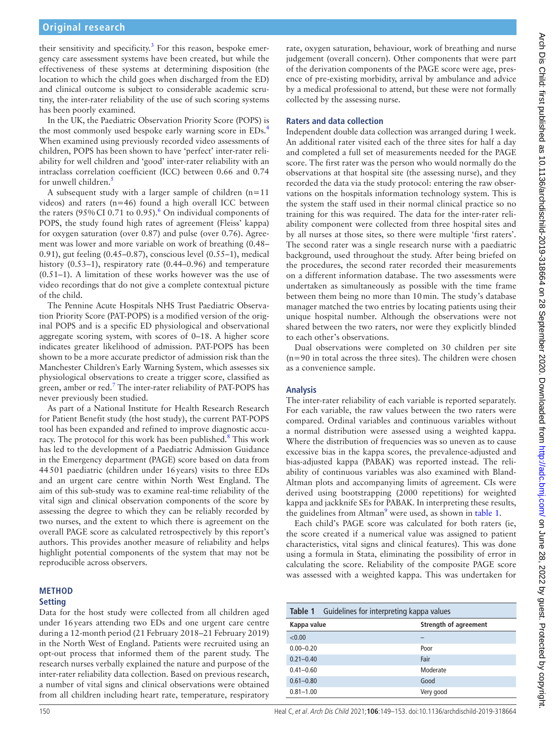their sensitivity and specificity.[3] For this reason, bespoke emergency care assessment systems have been created, but while the effectiveness of these systems at determining disposition (the location to which the child goes when discharged from the ED) and clinical outcome is subject to considerable academic scrutiny, the inter-rater reliability of the use of such scoring systems has been poorly examined.

In the UK, the Paediatric Observation Priority Score (POPS) is the most commonly used bespoke early warning score in EDs.[4] When examined using previously recorded video assessments of children, POPS has been shown to have 'perfect' inter-rater reliability for well children and 'good' inter-rater reliability with an intraclass correlation coefficient (ICC) between 0.66 and 0.74 for unwell children.[5]

A subsequent study with a larger sample of children (n=11 videos) and raters (n=46) found a high overall ICC between the raters (95% CI 0.71 to 0.95).[6] On individual components of POPS, the study found high rates of agreement (Fleiss' kappa) for oxygen saturation (over 0.87) and pulse (over 0.76). Agreement was lower and more variable on work of breathing (0.48–0.91), gut feeling (0.45–0.87), conscious level (0.55–1), medical history (0.53–1), respiratory rate (0.44–0.96) and temperature (0.51–1). A limitation of these works however was the use of video recordings that do not give a complete contextual picture of the child.

The Pennine Acute Hospitals NHS Trust Paediatric Observation Priority Score (PAT-POPS) is a modified version of the original POPS and is a specific ED physiological and observational aggregate scoring system, with scores of 0–18. A higher score indicates greater likelihood of admission. PAT-POPS has been shown to be a more accurate predictor of admission risk than the Manchester Children's Early Warning System, which assesses six physiological observations to create a trigger score, classified as green, amber or red.[7] The inter-rater reliability of PAT-POPS has never previously been studied.

As part of a National Institute for Health Research Research for Patient Benefit study (the host study), the current PAT-POPS tool has been expanded and refined to improve diagnostic accuracy. The protocol for this work has been published.[8] This work has led to the development of a Paediatric Admission Guidance in the Emergency department (PAGE) score based on data from 44 501 paediatric (children under 16 years) visits to three EDs and an urgent care centre within North West England. The aim of this sub-study was to examine real-time reliability of the vital sign and clinical observation components of the score by assessing the degree to which they can be reliably recorded by two nurses, and the extent to which there is agreement on the overall PAGE score as calculated retrospectively by this report's authors. This provides another measure of reliability and helps highlight potential components of the system that may not be reproducible across observers.

## METHOD

### Setting

Data for the host study were collected from all children aged under 16 years attending two EDs and one urgent care centre during a 12-month period (21 February 2018–21 February 2019) in the North West of England. Patients were recruited using an opt-out process that informed them of the parent study. The research nurses verbally explained the nature and purpose of the inter-rater reliability data collection. Based on previous research, a number of vital signs and clinical observations were obtained from all children including heart rate, temperature, respiratory rate, oxygen saturation, behaviour, work of breathing and nurse judgement (overall concern). Other components that were part of the derivation components of the PAGE score were age, presence of pre-existing morbidity, arrival by ambulance and advice by a medical professional to attend, but these were not formally collected by the assessing nurse.

### Raters and data collection

Independent double data collection was arranged during 1 week. An additional rater visited each of the three sites for half a day and completed a full set of measurements needed for the PAGE score. The first rater was the person who would normally do the observations at that hospital site (the assessing nurse), and they recorded the data via the study protocol: entering the raw observations on the hospitals information technology system. This is the system the staff used in their normal clinical practice so no training for this was required. The data for the inter-rater reliability component were collected from three hospital sites and by all nurses at those sites, so there were multiple 'first raters'. The second rater was a single research nurse with a paediatric background, used throughout the study. After being briefed on the procedures, the second rater recorded their measurements on a different information database. The two assessments were undertaken as simultaneously as possible with the time frame between them being no more than 10 min. The study's database manager matched the two entries by locating patients using their unique hospital number. Although the observations were not shared between the two raters, nor were they explicitly blinded to each other's observations.

Dual observations were completed on 30 children per site (n=90 in total across the three sites). The children were chosen as a convenience sample.

### Analysis

The inter-rater reliability of each variable is reported separately. For each variable, the raw values between the two raters were compared. Ordinal variables and continuous variables without a normal distribution were assessed using a weighted kappa. Where the distribution of frequencies was so uneven as to cause excessive bias in the kappa scores, the prevalence-adjusted and bias-adjusted kappa (PABAK) was reported instead. The reliability of continuous variables was also examined with Bland-Altman plots and accompanying limits of agreement. CIs were derived using bootstrapping (2000 repetitions) for weighted kappa and jackknife SEs for PABAK. In interpreting these results, the guidelines from Altman[9] were used, as shown in table 1.

Each child's PAGE score was calculated for both raters (ie, the score created if a numerical value was assigned to patient characteristics, vital signs and clinical features). This was done using a formula in Stata, eliminating the possibility of error in calculating the score. Reliability of the composite PAGE score was assessed with a weighted kappa. This was undertaken for

**Table 1** Guidelines for interpreting kappa values

| Kappa value | Strength of agreement |
|---|---|
| <0.00 | – |
| 0.00–0.20 | Poor |
| 0.21–0.40 | Fair |
| 0.41–0.60 | Moderate |
| 0.61–0.80 | Good |
| 0.81–1.00 | Very good |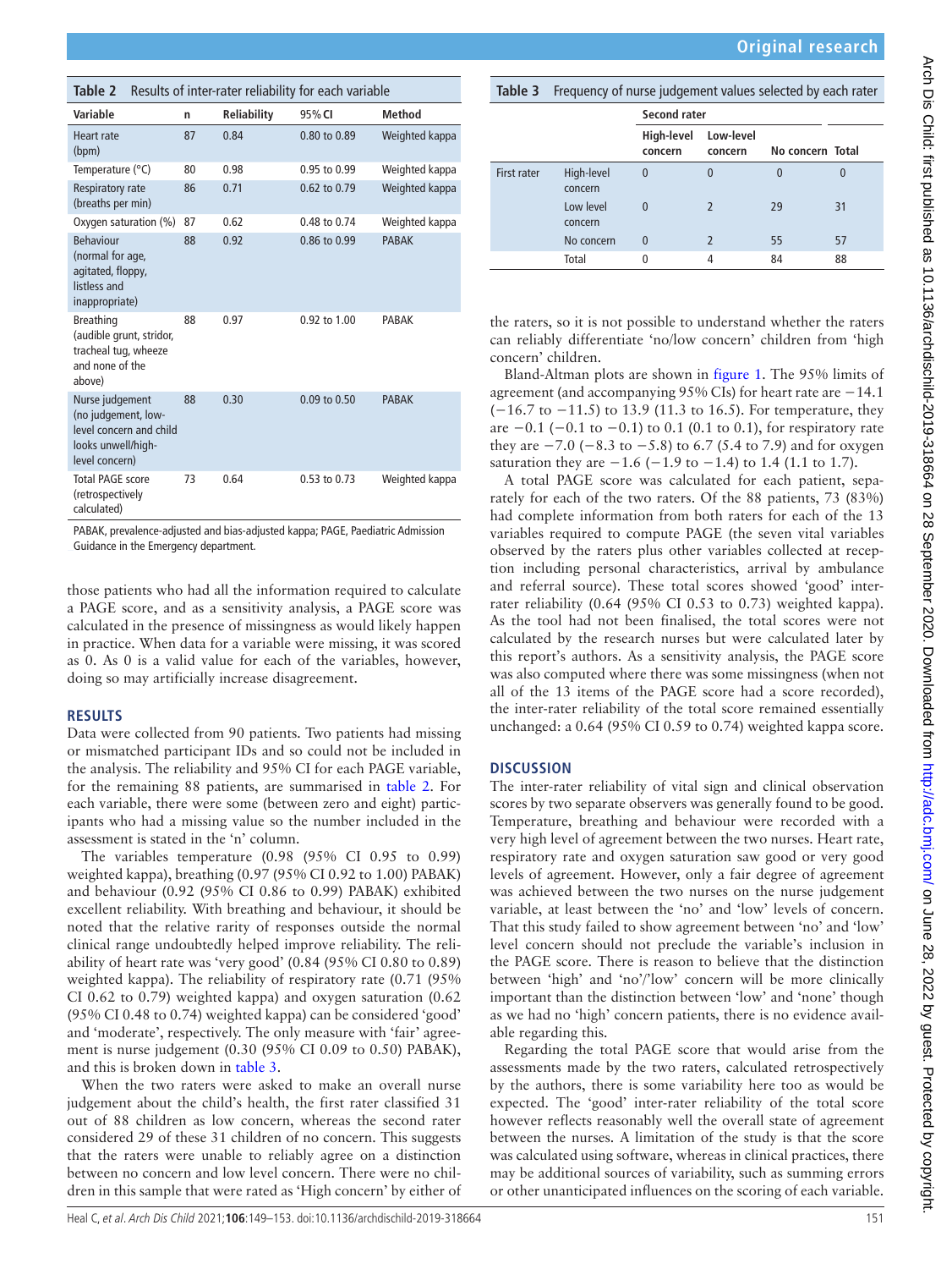**Table 2** Results of inter-rater reliability for each variable

| Variable | n | Reliability | 95% CI | Method |
|---|---|---|---|---|
| Heart rate (bpm) | 87 | 0.84 | 0.80 to 0.89 | Weighted kappa |
| Temperature (°C) | 80 | 0.98 | 0.95 to 0.99 | Weighted kappa |
| Respiratory rate (breaths per min) | 86 | 0.71 | 0.62 to 0.79 | Weighted kappa |
| Oxygen saturation (%) | 87 | 0.62 | 0.48 to 0.74 | Weighted kappa |
| Behaviour (normal for age, agitated, floppy, listless and inappropriate) | 88 | 0.92 | 0.86 to 0.99 | PABAK |
| Breathing (audible grunt, stridor, tracheal tug, wheeze and none of the above) | 88 | 0.97 | 0.92 to 1.00 | PABAK |
| Nurse judgement (no judgement, low-level concern and child looks unwell/high-level concern) | 88 | 0.30 | 0.09 to 0.50 | PABAK |
| Total PAGE score (retrospectively calculated) | 73 | 0.64 | 0.53 to 0.73 | Weighted kappa |

PABAK, prevalence-adjusted and bias-adjusted kappa; PAGE, Paediatric Admission Guidance in the Emergency department.

those patients who had all the information required to calculate a PAGE score, and as a sensitivity analysis, a PAGE score was calculated in the presence of missingness as would likely happen in practice. When data for a variable were missing, it was scored as 0. As 0 is a valid value for each of the variables, however, doing so may artificially increase disagreement.

## RESULTS

Data were collected from 90 patients. Two patients had missing or mismatched participant IDs and so could not be included in the analysis. The reliability and 95% CI for each PAGE variable, for the remaining 88 patients, are summarised in table 2. For each variable, there were some (between zero and eight) participants who had a missing value so the number included in the assessment is stated in the 'n' column.

The variables temperature (0.98 (95% CI 0.95 to 0.99) weighted kappa), breathing (0.97 (95% CI 0.92 to 1.00) PABAK) and behaviour (0.92 (95% CI 0.86 to 0.99) PABAK) exhibited excellent reliability. With breathing and behaviour, it should be noted that the relative rarity of responses outside the normal clinical range undoubtedly helped improve reliability. The reliability of heart rate was 'very good' (0.84 (95% CI 0.80 to 0.89) weighted kappa). The reliability of respiratory rate (0.71 (95% CI 0.62 to 0.79) weighted kappa) and oxygen saturation (0.62 (95% CI 0.48 to 0.74) weighted kappa) can be considered 'good' and 'moderate', respectively. The only measure with 'fair' agreement is nurse judgement (0.30 (95% CI 0.09 to 0.50) PABAK), and this is broken down in table 3.

When the two raters were asked to make an overall nurse judgement about the child's health, the first rater classified 31 out of 88 children as low concern, whereas the second rater considered 29 of these 31 children of no concern. This suggests that the raters were unable to reliably agree on a distinction between no concern and low level concern. There were no children in this sample that were rated as 'High concern' by either of

**Table 3** Frequency of nurse judgement values selected by each rater

| | | Second rater | | | |
|---|---|---|---|---|---|
| | | High-level concern | Low-level concern | No concern | Total |
| First rater | High-level concern | 0 | 0 | 0 | 0 |
| | Low level concern | 0 | 2 | 29 | 31 |
| | No concern | 0 | 2 | 55 | 57 |
| | Total | 0 | 4 | 84 | 88 |

the raters, so it is not possible to understand whether the raters can reliably differentiate 'no/low concern' children from 'high concern' children.

Bland-Altman plots are shown in figure 1. The 95% limits of agreement (and accompanying 95% CIs) for heart rate are −14.1 (−16.7 to −11.5) to 13.9 (11.3 to 16.5). For temperature, they are −0.1 (−0.1 to −0.1) to 0.1 (0.1 to 0.1), for respiratory rate they are −7.0 (−8.3 to −5.8) to 6.7 (5.4 to 7.9) and for oxygen saturation they are −1.6 (−1.9 to −1.4) to 1.4 (1.1 to 1.7).

A total PAGE score was calculated for each patient, separately for each of the two raters. Of the 88 patients, 73 (83%) had complete information from both raters for each of the 13 variables required to compute PAGE (the seven vital variables observed by the raters plus other variables collected at reception including personal characteristics, arrival by ambulance and referral source). These total scores showed 'good' inter-rater reliability (0.64 (95% CI 0.53 to 0.73) weighted kappa). As the tool had not been finalised, the total scores were not calculated by the research nurses but were calculated later by this report's authors. As a sensitivity analysis, the PAGE score was also computed where there was some missingness (when not all of the 13 items of the PAGE score had a score recorded), the inter-rater reliability of the total score remained essentially unchanged: a 0.64 (95% CI 0.59 to 0.74) weighted kappa score.

## DISCUSSION

The inter-rater reliability of vital sign and clinical observation scores by two separate observers was generally found to be good. Temperature, breathing and behaviour were recorded with a very high level of agreement between the two nurses. Heart rate, respiratory rate and oxygen saturation saw good or very good levels of agreement. However, only a fair degree of agreement was achieved between the two nurses on the nurse judgement variable, at least between the 'no' and 'low' levels of concern. That this study failed to show agreement between 'no' and 'low' level concern should not preclude the variable's inclusion in the PAGE score. There is reason to believe that the distinction between 'high' and 'no'/'low' concern will be more clinically important than the distinction between 'low' and 'none' though as we had no 'high' concern patients, there is no evidence available regarding this.

Regarding the total PAGE score that would arise from the assessments made by the two raters, calculated retrospectively by the authors, there is some variability here too as would be expected. The 'good' inter-rater reliability of the total score however reflects reasonably well the overall state of agreement between the nurses. A limitation of the study is that the score was calculated using software, whereas in clinical practices, there may be additional sources of variability, such as summing errors or other unanticipated influences on the scoring of each variable.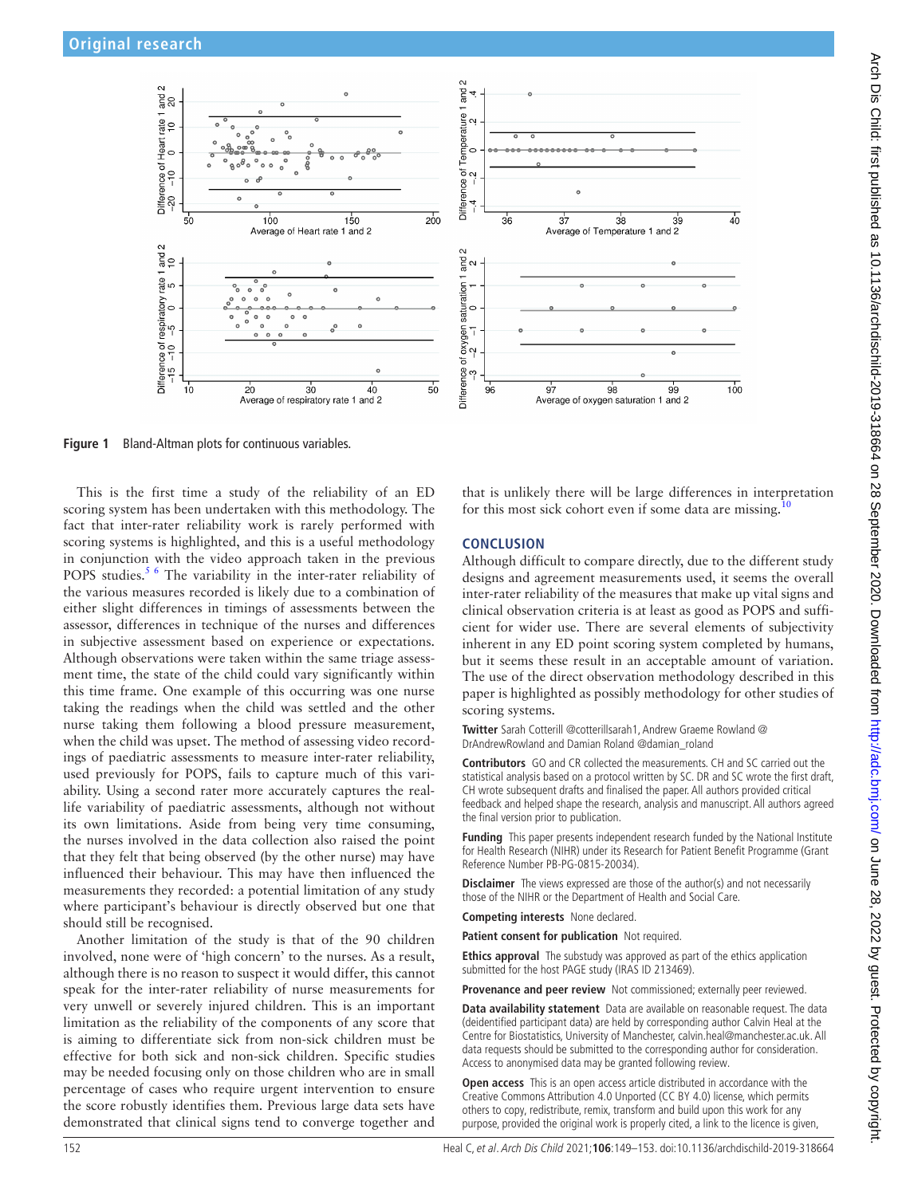Figure 1 Bland-Altman plots for continuous variables.

This is the first time a study of the reliability of an ED scoring system has been undertaken with this methodology. The fact that inter-rater reliability work is rarely performed with scoring systems is highlighted, and this is a useful methodology in conjunction with the video approach taken in the previous POPS studies.[5 6] The variability in the inter-rater reliability of the various measures recorded is likely due to a combination of either slight differences in timings of assessments between the assessor, differences in technique of the nurses and differences in subjective assessment based on experience or expectations. Although observations were taken within the same triage assessment time, the state of the child could vary significantly within this time frame. One example of this occurring was one nurse taking the readings when the child was settled and the other nurse taking them following a blood pressure measurement, when the child was upset. The method of assessing video recordings of paediatric assessments to measure inter-rater reliability, used previously for POPS, fails to capture much of this variability. Using a second rater more accurately captures the real-life variability of paediatric assessments, although not without its own limitations. Aside from being very time consuming, the nurses involved in the data collection also raised the point that they felt that being observed (by the other nurse) may have influenced their behaviour. This may have then influenced the measurements they recorded: a potential limitation of any study where participant's behaviour is directly observed but one that should still be recognised.

Another limitation of the study is that of the 90 children involved, none were of 'high concern' to the nurses. As a result, although there is no reason to suspect it would differ, this cannot speak for the inter-rater reliability of nurse measurements for very unwell or severely injured children. This is an important limitation as the reliability of the components of any score that is aiming to differentiate sick from non-sick children must be effective for both sick and non-sick children. Specific studies may be needed focusing only on those children who are in small percentage of cases who require urgent intervention to ensure the score robustly identifies them. Previous large data sets have demonstrated that clinical signs tend to converge together and that is unlikely there will be large differences in interpretation for this most sick cohort even if some data are missing.[10]

## CONCLUSION

Although difficult to compare directly, due to the different study designs and agreement measurements used, it seems the overall inter-rater reliability of the measures that make up vital signs and clinical observation criteria is at least as good as POPS and sufficient for wider use. There are several elements of subjectivity inherent in any ED point scoring system completed by humans, but it seems these result in an acceptable amount of variation. The use of the direct observation methodology described in this paper is highlighted as possibly methodology for other studies of scoring systems.

**Twitter** Sarah Cotterill @cotterillsarah1, Andrew Graeme Rowland @DrAndrewRowland and Damian Roland @damian_roland

**Contributors** GO and CR collected the measurements. CH and SC carried out the statistical analysis based on a protocol written by SC. DR and SC wrote the first draft, CH wrote subsequent drafts and finalised the paper. All authors provided critical feedback and helped shape the research, analysis and manuscript. All authors agreed the final version prior to publication.

**Funding** This paper presents independent research funded by the National Institute for Health Research (NIHR) under its Research for Patient Benefit Programme (Grant Reference Number PB-PG-0815-20034).

**Disclaimer** The views expressed are those of the author(s) and not necessarily those of the NIHR or the Department of Health and Social Care.

**Competing interests** None declared.

**Patient consent for publication** Not required.

**Ethics approval** The substudy was approved as part of the ethics application submitted for the host PAGE study (IRAS ID 213469).

**Provenance and peer review** Not commissioned; externally peer reviewed.

**Data availability statement** Data are available on reasonable request. The data (deidentified participant data) are held by corresponding author Calvin Heal at the Centre for Biostatistics, University of Manchester, calvin.heal@manchester.ac.uk. All data requests should be submitted to the corresponding author for consideration. Access to anonymised data may be granted following review.

**Open access** This is an open access article distributed in accordance with the Creative Commons Attribution 4.0 Unported (CC BY 4.0) license, which permits others to copy, redistribute, remix, transform and build upon this work for any purpose, provided the original work is properly cited, a link to the licence is given,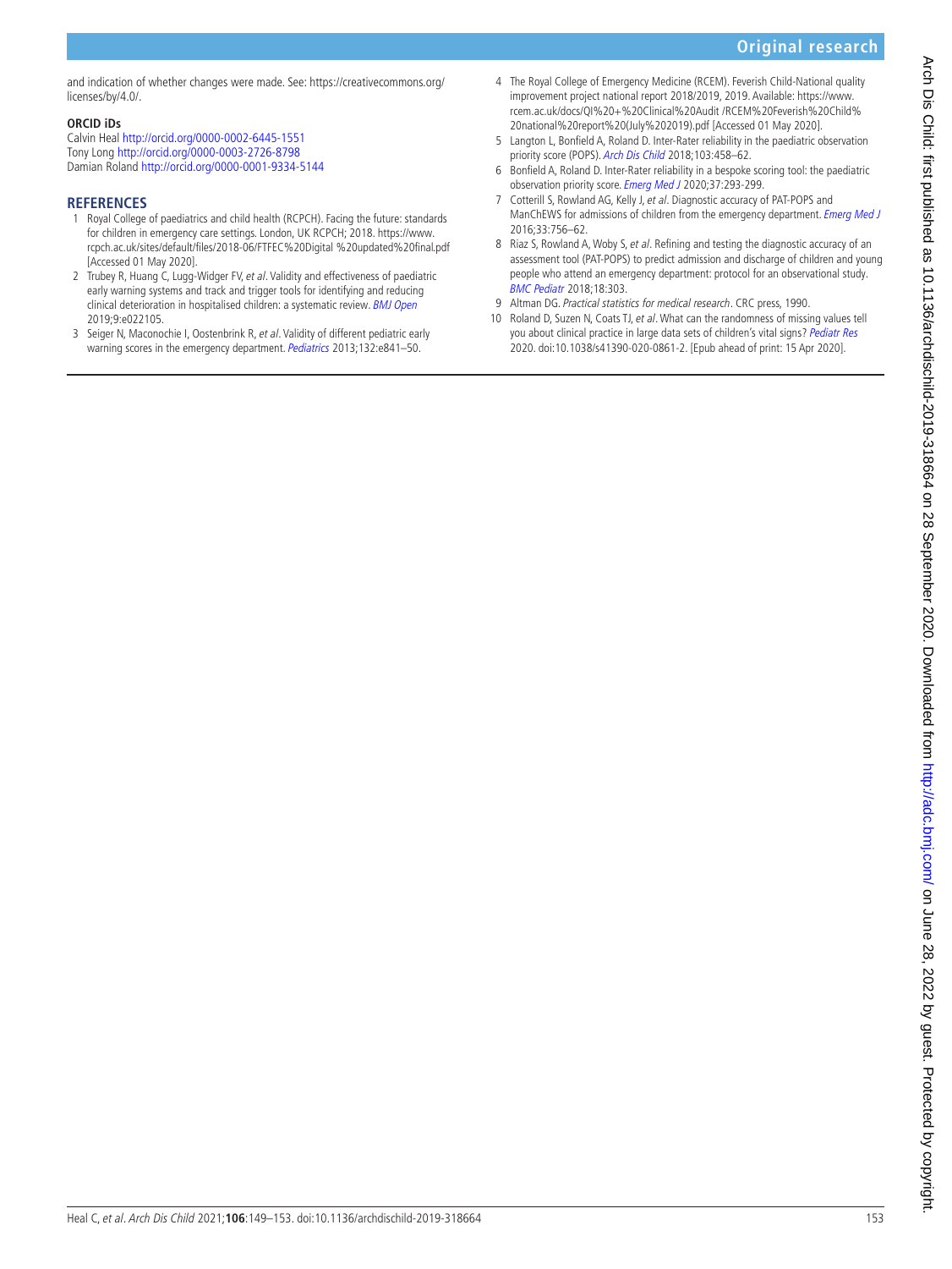and indication of whether changes were made. See: https://creativecommons.org/licenses/by/4.0/.

**ORCID iDs**

Calvin Heal http://orcid.org/0000-0002-6445-1551
Tony Long http://orcid.org/0000-0003-2726-8798
Damian Roland http://orcid.org/0000-0001-9334-5144

## REFERENCES

1. Royal College of paediatrics and child health (RCPCH). Facing the future: standards for children in emergency care settings. London, UK RCPCH; 2018. https://www.rcpch.ac.uk/sites/default/files/2018-06/FTFEC%20Digital %20updated%20final.pdf [Accessed 01 May 2020].
2. Trubey R, Huang C, Lugg-Widger FV, *et al*. Validity and effectiveness of paediatric early warning systems and track and trigger tools for identifying and reducing clinical deterioration in hospitalised children: a systematic review. *BMJ Open* 2019;9:e022105.
3. Seiger N, Maconochie I, Oostenbrink R, *et al*. Validity of different pediatric early warning scores in the emergency department. *Pediatrics* 2013;132:e841–50.
4. The Royal College of Emergency Medicine (RCEM). Feverish Child-National quality improvement project national report 2018/2019, 2019. Available: https://www.rcem.ac.uk/docs/QI%20+%20Clinical%20Audit /RCEM%20Feverish%20Child%20national%20report%20(July%202019).pdf [Accessed 01 May 2020].
5. Langton L, Bonfield A, Roland D. Inter-Rater reliability in the paediatric observation priority score (POPS). *Arch Dis Child* 2018;103:458–62.
6. Bonfield A, Roland D. Inter-Rater reliability in a bespoke scoring tool: the paediatric observation priority score. *Emerg Med J* 2020;37:293-299.
7. Cotterill S, Rowland AG, Kelly J, *et al*. Diagnostic accuracy of PAT-POPS and ManChEWS for admissions of children from the emergency department. *Emerg Med J* 2016;33:756–62.
8. Riaz S, Rowland A, Woby S, *et al*. Refining and testing the diagnostic accuracy of an assessment tool (PAT-POPS) to predict admission and discharge of children and young people who attend an emergency department: protocol for an observational study. *BMC Pediatr* 2018;18:303.
9. Altman DG. *Practical statistics for medical research*. CRC press, 1990.
10. Roland D, Suzen N, Coats TJ, *et al*. What can the randomness of missing values tell you about clinical practice in large data sets of children's vital signs? *Pediatr Res* 2020. doi:10.1038/s41390-020-0861-2. [Epub ahead of print: 15 Apr 2020].